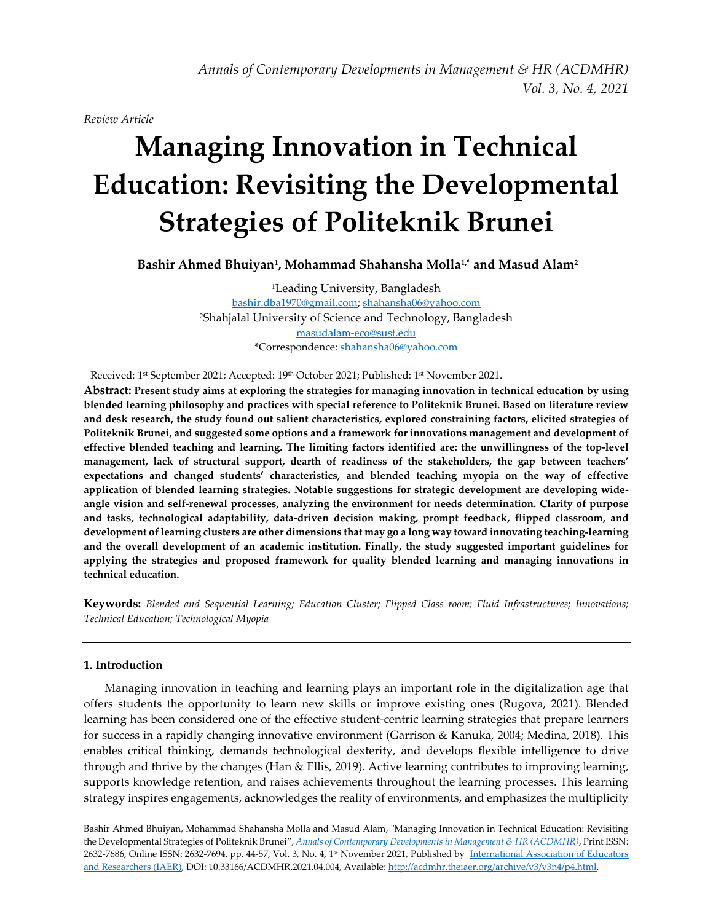*Review Article*

# Managing Innovation in Technical Education: Revisiting the Developmental Strategies of Politeknik Brunei

**Bashir Ahmed Bhuiyan[1], Mohammad Shahansha Molla[1,*] and Masud Alam[2]**

[1]Leading University, Bangladesh
bashir.dba1970@gmail.com; shahansha06@yahoo.com
[2]Shahjalal University of Science and Technology, Bangladesh
masudalam-eco@sust.edu
*Correspondence: shahansha06@yahoo.com

Received: 1st September 2021; Accepted: 19th October 2021; Published: 1st November 2021.

**Abstract: Present study aims at exploring the strategies for managing innovation in technical education by using blended learning philosophy and practices with special reference to Politeknik Brunei. Based on literature review and desk research, the study found out salient characteristics, explored constraining factors, elicited strategies of Politeknik Brunei, and suggested some options and a framework for innovations management and development of effective blended teaching and learning. The limiting factors identified are: the unwillingness of the top-level management, lack of structural support, dearth of readiness of the stakeholders, the gap between teachers' expectations and changed students' characteristics, and blended teaching myopia on the way of effective application of blended learning strategies. Notable suggestions for strategic development are developing wide-angle vision and self-renewal processes, analyzing the environment for needs determination. Clarity of purpose and tasks, technological adaptability, data-driven decision making, prompt feedback, flipped classroom, and development of learning clusters are other dimensions that may go a long way toward innovating teaching-learning and the overall development of an academic institution. Finally, the study suggested important guidelines for applying the strategies and proposed framework for quality blended learning and managing innovations in technical education.**

**Keywords:** *Blended and Sequential Learning; Education Cluster; Flipped Class room; Fluid Infrastructures; Innovations; Technical Education; Technological Myopia*

## 1. Introduction

Managing innovation in teaching and learning plays an important role in the digitalization age that offers students the opportunity to learn new skills or improve existing ones (Rugova, 2021). Blended learning has been considered one of the effective student-centric learning strategies that prepare learners for success in a rapidly changing innovative environment (Garrison & Kanuka, 2004; Medina, 2018). This enables critical thinking, demands technological dexterity, and develops flexible intelligence to drive through and thrive by the changes (Han & Ellis, 2019). Active learning contributes to improving learning, supports knowledge retention, and raises achievements throughout the learning processes. This learning strategy inspires engagements, acknowledges the reality of environments, and emphasizes the multiplicity

Bashir Ahmed Bhuiyan, Mohammad Shahansha Molla and Masud Alam, "Managing Innovation in Technical Education: Revisiting the Developmental Strategies of Politeknik Brunei", *Annals of Contemporary Developments in Management & HR (ACDMHR)*, Print ISSN: 2632-7686, Online ISSN: 2632-7694, pp. 44-57, Vol. 3, No. 4, 1st November 2021, Published by International Association of Educators and Researchers (IAER), DOI: 10.33166/ACDMHR.2021.04.004, Available: http://acdmhr.theiaer.org/archive/v3/v3n4/p4.html.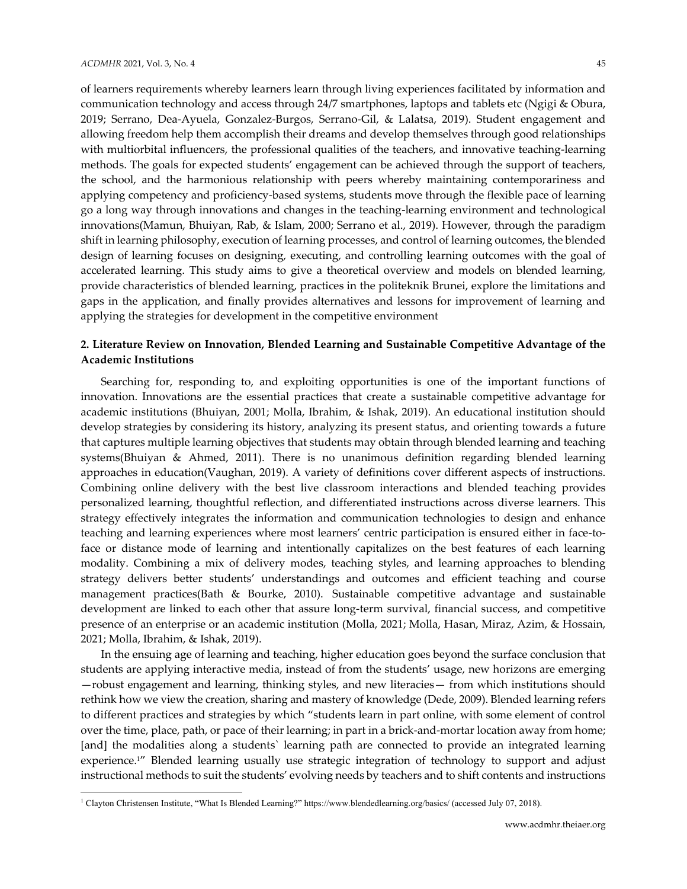of learners requirements whereby learners learn through living experiences facilitated by information and communication technology and access through 24/7 smartphones, laptops and tablets etc (Ngigi & Obura, 2019; Serrano, Dea-Ayuela, Gonzalez-Burgos, Serrano-Gil, & Lalatsa, 2019). Student engagement and allowing freedom help them accomplish their dreams and develop themselves through good relationships with multiorbital influencers, the professional qualities of the teachers, and innovative teaching-learning methods. The goals for expected students' engagement can be achieved through the support of teachers, the school, and the harmonious relationship with peers whereby maintaining contemporariness and applying competency and proficiency-based systems, students move through the flexible pace of learning go a long way through innovations and changes in the teaching-learning environment and technological innovations(Mamun, Bhuiyan, Rab, & Islam, 2000; Serrano et al., 2019). However, through the paradigm shift in learning philosophy, execution of learning processes, and control of learning outcomes, the blended design of learning focuses on designing, executing, and controlling learning outcomes with the goal of accelerated learning. This study aims to give a theoretical overview and models on blended learning, provide characteristics of blended learning, practices in the politeknik Brunei, explore the limitations and gaps in the application, and finally provides alternatives and lessons for improvement of learning and applying the strategies for development in the competitive environment

## 2. Literature Review on Innovation, Blended Learning and Sustainable Competitive Advantage of the Academic Institutions

Searching for, responding to, and exploiting opportunities is one of the important functions of innovation. Innovations are the essential practices that create a sustainable competitive advantage for academic institutions (Bhuiyan, 2001; Molla, Ibrahim, & Ishak, 2019). An educational institution should develop strategies by considering its history, analyzing its present status, and orienting towards a future that captures multiple learning objectives that students may obtain through blended learning and teaching systems(Bhuiyan & Ahmed, 2011). There is no unanimous definition regarding blended learning approaches in education(Vaughan, 2019). A variety of definitions cover different aspects of instructions. Combining online delivery with the best live classroom interactions and blended teaching provides personalized learning, thoughtful reflection, and differentiated instructions across diverse learners. This strategy effectively integrates the information and communication technologies to design and enhance teaching and learning experiences where most learners' centric participation is ensured either in face-to-face or distance mode of learning and intentionally capitalizes on the best features of each learning modality. Combining a mix of delivery modes, teaching styles, and learning approaches to blending strategy delivers better students' understandings and outcomes and efficient teaching and course management practices(Bath & Bourke, 2010). Sustainable competitive advantage and sustainable development are linked to each other that assure long-term survival, financial success, and competitive presence of an enterprise or an academic institution (Molla, 2021; Molla, Hasan, Miraz, Azim, & Hossain, 2021; Molla, Ibrahim, & Ishak, 2019).

In the ensuing age of learning and teaching, higher education goes beyond the surface conclusion that students are applying interactive media, instead of from the students' usage, new horizons are emerging —robust engagement and learning, thinking styles, and new literacies— from which institutions should rethink how we view the creation, sharing and mastery of knowledge (Dede, 2009). Blended learning refers to different practices and strategies by which "students learn in part online, with some element of control over the time, place, path, or pace of their learning; in part in a brick-and-mortar location away from home; [and] the modalities along a students` learning path are connected to provide an integrated learning experience.[1]" Blended learning usually use strategic integration of technology to support and adjust instructional methods to suit the students' evolving needs by teachers and to shift contents and instructions

[1] Clayton Christensen Institute, "What Is Blended Learning?" https://www.blendedlearning.org/basics/ (accessed July 07, 2018).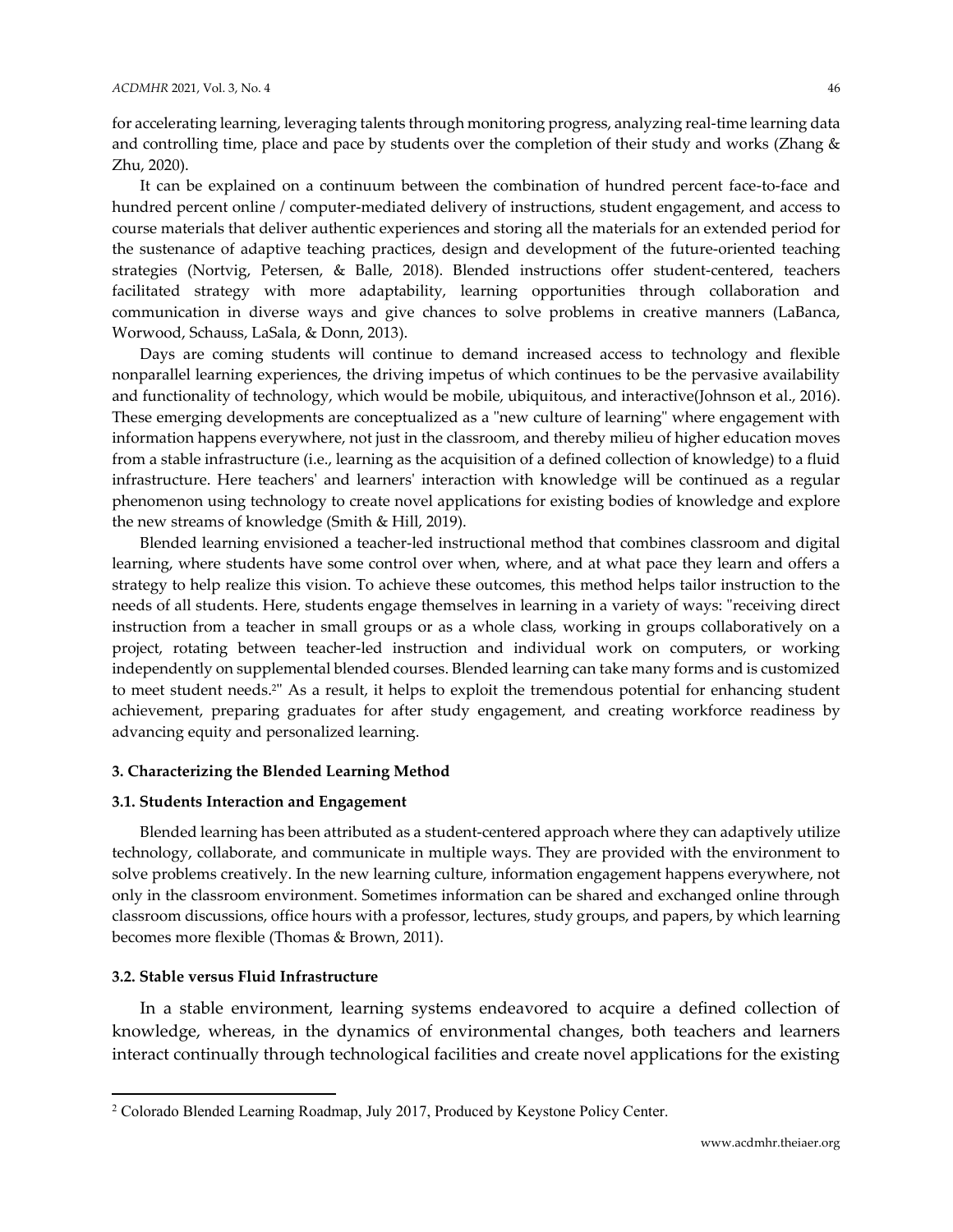for accelerating learning, leveraging talents through monitoring progress, analyzing real-time learning data and controlling time, place and pace by students over the completion of their study and works (Zhang & Zhu, 2020).

It can be explained on a continuum between the combination of hundred percent face-to-face and hundred percent online / computer-mediated delivery of instructions, student engagement, and access to course materials that deliver authentic experiences and storing all the materials for an extended period for the sustenance of adaptive teaching practices, design and development of the future-oriented teaching strategies (Nortvig, Petersen, & Balle, 2018). Blended instructions offer student-centered, teachers facilitated strategy with more adaptability, learning opportunities through collaboration and communication in diverse ways and give chances to solve problems in creative manners (LaBanca, Worwood, Schauss, LaSala, & Donn, 2013).

Days are coming students will continue to demand increased access to technology and flexible nonparallel learning experiences, the driving impetus of which continues to be the pervasive availability and functionality of technology, which would be mobile, ubiquitous, and interactive(Johnson et al., 2016). These emerging developments are conceptualized as a "new culture of learning" where engagement with information happens everywhere, not just in the classroom, and thereby milieu of higher education moves from a stable infrastructure (i.e., learning as the acquisition of a defined collection of knowledge) to a fluid infrastructure. Here teachers' and learners' interaction with knowledge will be continued as a regular phenomenon using technology to create novel applications for existing bodies of knowledge and explore the new streams of knowledge (Smith & Hill, 2019).

Blended learning envisioned a teacher-led instructional method that combines classroom and digital learning, where students have some control over when, where, and at what pace they learn and offers a strategy to help realize this vision. To achieve these outcomes, this method helps tailor instruction to the needs of all students. Here, students engage themselves in learning in a variety of ways: "receiving direct instruction from a teacher in small groups or as a whole class, working in groups collaboratively on a project, rotating between teacher-led instruction and individual work on computers, or working independently on supplemental blended courses. Blended learning can take many forms and is customized to meet student needs.[2]" As a result, it helps to exploit the tremendous potential for enhancing student achievement, preparing graduates for after study engagement, and creating workforce readiness by advancing equity and personalized learning.

## 3. Characterizing the Blended Learning Method

### 3.1. Students Interaction and Engagement

Blended learning has been attributed as a student-centered approach where they can adaptively utilize technology, collaborate, and communicate in multiple ways. They are provided with the environment to solve problems creatively. In the new learning culture, information engagement happens everywhere, not only in the classroom environment. Sometimes information can be shared and exchanged online through classroom discussions, office hours with a professor, lectures, study groups, and papers, by which learning becomes more flexible (Thomas & Brown, 2011).

### 3.2. Stable versus Fluid Infrastructure

In a stable environment, learning systems endeavored to acquire a defined collection of knowledge, whereas, in the dynamics of environmental changes, both teachers and learners interact continually through technological facilities and create novel applications for the existing

---

[2] Colorado Blended Learning Roadmap, July 2017, Produced by Keystone Policy Center.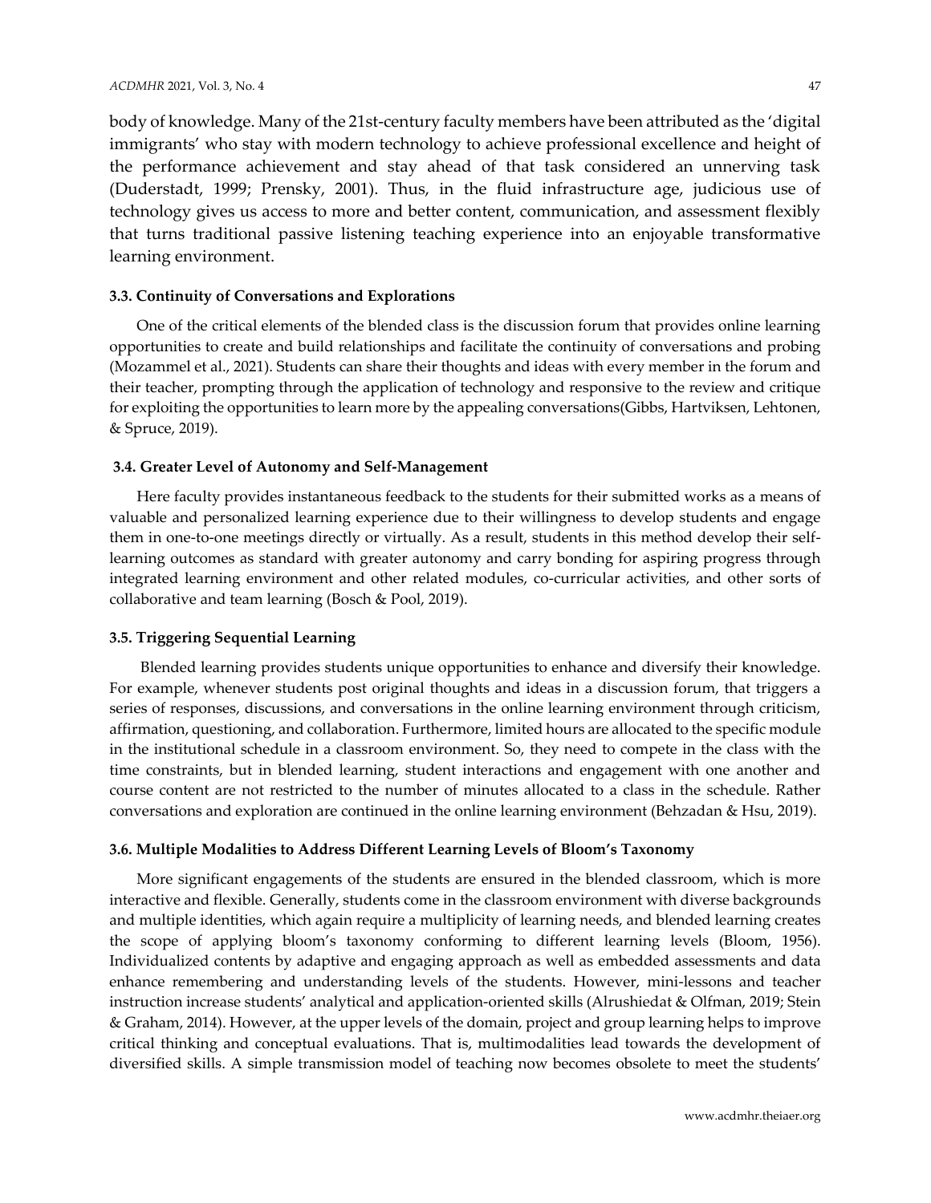body of knowledge. Many of the 21st-century faculty members have been attributed as the 'digital immigrants' who stay with modern technology to achieve professional excellence and height of the performance achievement and stay ahead of that task considered an unnerving task (Duderstadt, 1999; Prensky, 2001). Thus, in the fluid infrastructure age, judicious use of technology gives us access to more and better content, communication, and assessment flexibly that turns traditional passive listening teaching experience into an enjoyable transformative learning environment.

### 3.3. Continuity of Conversations and Explorations

One of the critical elements of the blended class is the discussion forum that provides online learning opportunities to create and build relationships and facilitate the continuity of conversations and probing (Mozammel et al., 2021). Students can share their thoughts and ideas with every member in the forum and their teacher, prompting through the application of technology and responsive to the review and critique for exploiting the opportunities to learn more by the appealing conversations(Gibbs, Hartviksen, Lehtonen, & Spruce, 2019).

### 3.4. Greater Level of Autonomy and Self-Management

Here faculty provides instantaneous feedback to the students for their submitted works as a means of valuable and personalized learning experience due to their willingness to develop students and engage them in one-to-one meetings directly or virtually. As a result, students in this method develop their self-learning outcomes as standard with greater autonomy and carry bonding for aspiring progress through integrated learning environment and other related modules, co-curricular activities, and other sorts of collaborative and team learning (Bosch & Pool, 2019).

### 3.5. Triggering Sequential Learning

Blended learning provides students unique opportunities to enhance and diversify their knowledge. For example, whenever students post original thoughts and ideas in a discussion forum, that triggers a series of responses, discussions, and conversations in the online learning environment through criticism, affirmation, questioning, and collaboration. Furthermore, limited hours are allocated to the specific module in the institutional schedule in a classroom environment. So, they need to compete in the class with the time constraints, but in blended learning, student interactions and engagement with one another and course content are not restricted to the number of minutes allocated to a class in the schedule. Rather conversations and exploration are continued in the online learning environment (Behzadan & Hsu, 2019).

### 3.6. Multiple Modalities to Address Different Learning Levels of Bloom's Taxonomy

More significant engagements of the students are ensured in the blended classroom, which is more interactive and flexible. Generally, students come in the classroom environment with diverse backgrounds and multiple identities, which again require a multiplicity of learning needs, and blended learning creates the scope of applying bloom's taxonomy conforming to different learning levels (Bloom, 1956). Individualized contents by adaptive and engaging approach as well as embedded assessments and data enhance remembering and understanding levels of the students. However, mini-lessons and teacher instruction increase students' analytical and application-oriented skills (Alrushiedat & Olfman, 2019; Stein & Graham, 2014). However, at the upper levels of the domain, project and group learning helps to improve critical thinking and conceptual evaluations. That is, multimodalities lead towards the development of diversified skills. A simple transmission model of teaching now becomes obsolete to meet the students'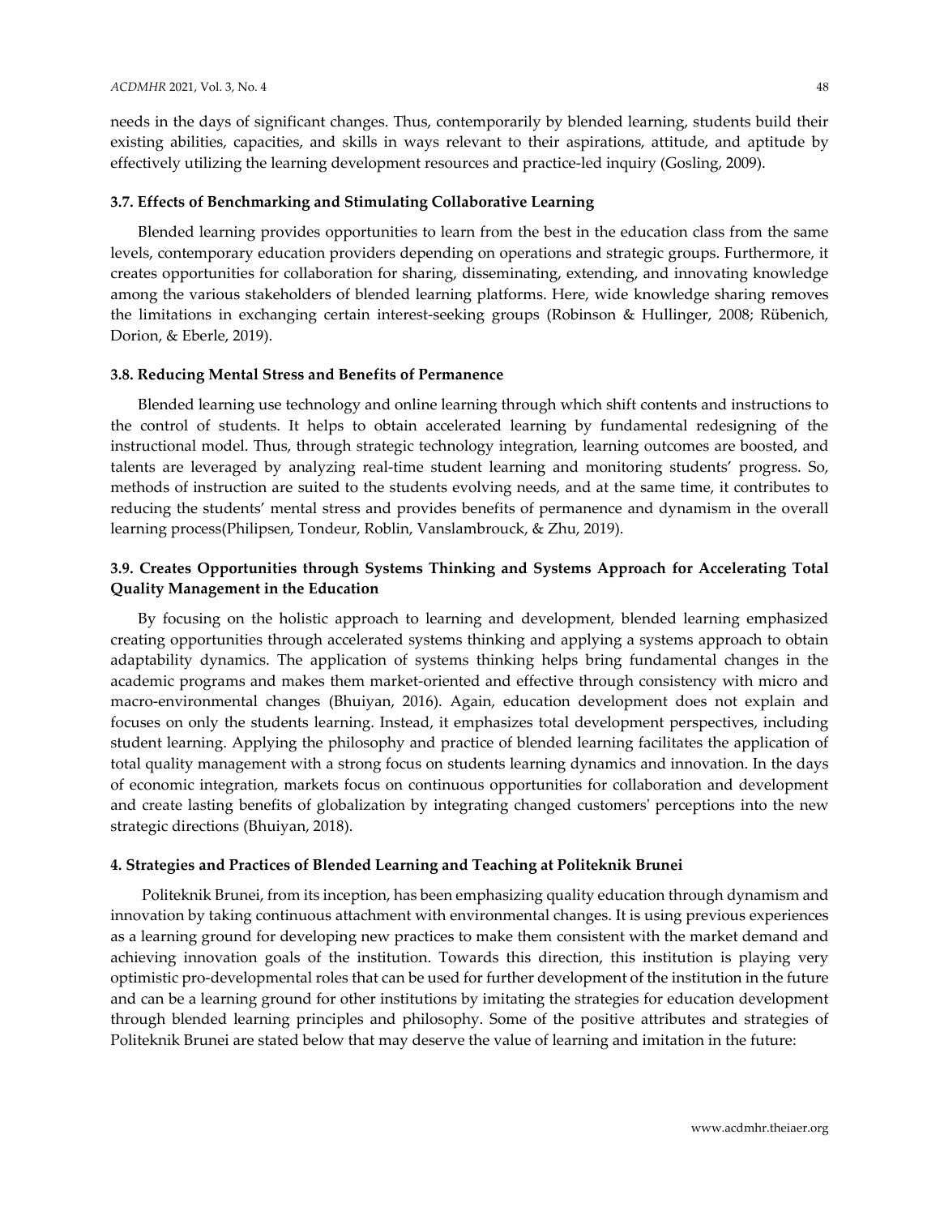needs in the days of significant changes. Thus, contemporarily by blended learning, students build their existing abilities, capacities, and skills in ways relevant to their aspirations, attitude, and aptitude by effectively utilizing the learning development resources and practice-led inquiry (Gosling, 2009).

### 3.7. Effects of Benchmarking and Stimulating Collaborative Learning

Blended learning provides opportunities to learn from the best in the education class from the same levels, contemporary education providers depending on operations and strategic groups. Furthermore, it creates opportunities for collaboration for sharing, disseminating, extending, and innovating knowledge among the various stakeholders of blended learning platforms. Here, wide knowledge sharing removes the limitations in exchanging certain interest-seeking groups (Robinson & Hullinger, 2008; Rübenich, Dorion, & Eberle, 2019).

### 3.8. Reducing Mental Stress and Benefits of Permanence

Blended learning use technology and online learning through which shift contents and instructions to the control of students. It helps to obtain accelerated learning by fundamental redesigning of the instructional model. Thus, through strategic technology integration, learning outcomes are boosted, and talents are leveraged by analyzing real-time student learning and monitoring students' progress. So, methods of instruction are suited to the students evolving needs, and at the same time, it contributes to reducing the students' mental stress and provides benefits of permanence and dynamism in the overall learning process(Philipsen, Tondeur, Roblin, Vanslambrouck, & Zhu, 2019).

### 3.9. Creates Opportunities through Systems Thinking and Systems Approach for Accelerating Total Quality Management in the Education

By focusing on the holistic approach to learning and development, blended learning emphasized creating opportunities through accelerated systems thinking and applying a systems approach to obtain adaptability dynamics. The application of systems thinking helps bring fundamental changes in the academic programs and makes them market-oriented and effective through consistency with micro and macro-environmental changes (Bhuiyan, 2016). Again, education development does not explain and focuses on only the students learning. Instead, it emphasizes total development perspectives, including student learning. Applying the philosophy and practice of blended learning facilitates the application of total quality management with a strong focus on students learning dynamics and innovation. In the days of economic integration, markets focus on continuous opportunities for collaboration and development and create lasting benefits of globalization by integrating changed customers' perceptions into the new strategic directions (Bhuiyan, 2018).

## 4. Strategies and Practices of Blended Learning and Teaching at Politeknik Brunei

Politeknik Brunei, from its inception, has been emphasizing quality education through dynamism and innovation by taking continuous attachment with environmental changes. It is using previous experiences as a learning ground for developing new practices to make them consistent with the market demand and achieving innovation goals of the institution. Towards this direction, this institution is playing very optimistic pro-developmental roles that can be used for further development of the institution in the future and can be a learning ground for other institutions by imitating the strategies for education development through blended learning principles and philosophy. Some of the positive attributes and strategies of Politeknik Brunei are stated below that may deserve the value of learning and imitation in the future: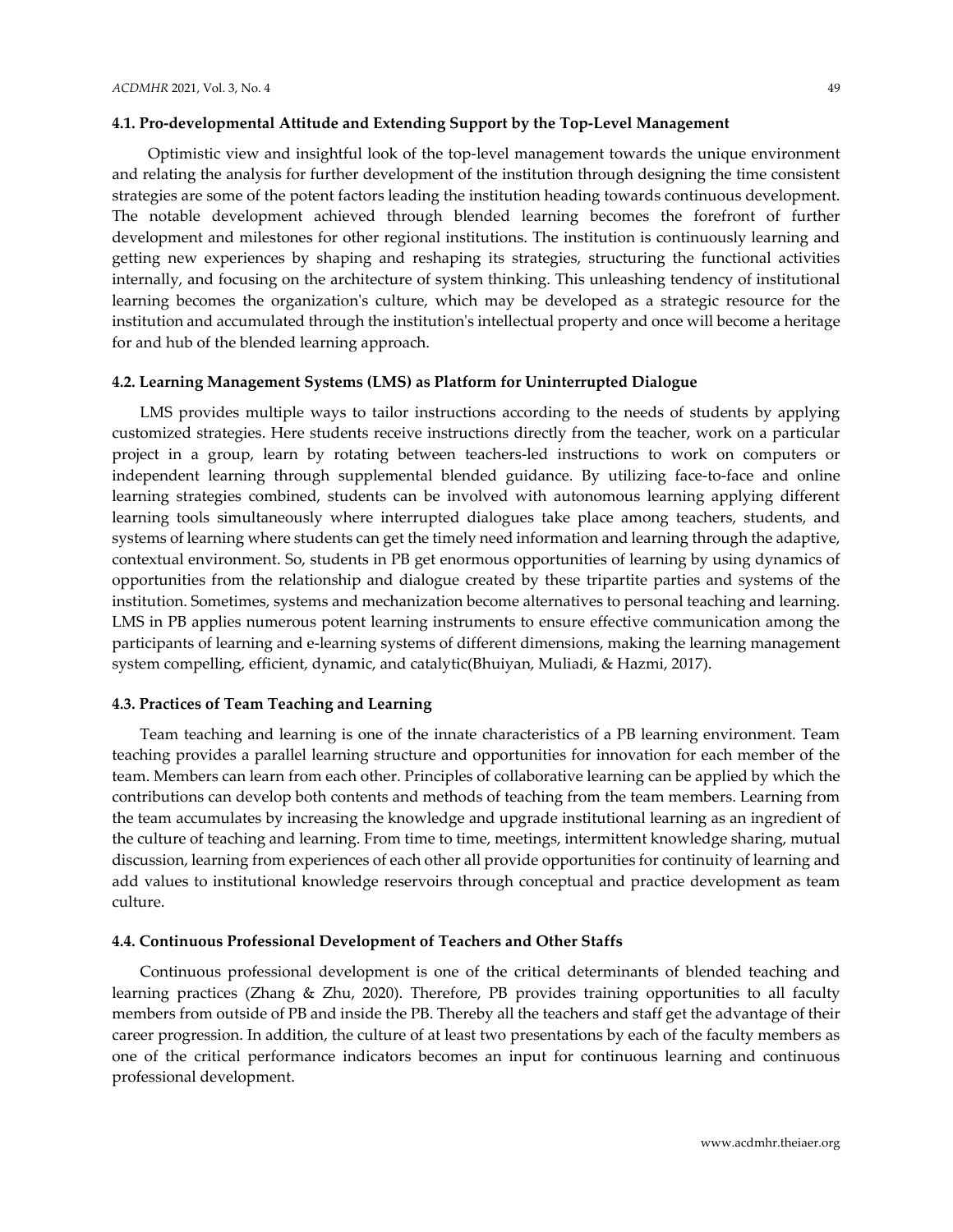### 4.1. Pro-developmental Attitude and Extending Support by the Top-Level Management

Optimistic view and insightful look of the top-level management towards the unique environment and relating the analysis for further development of the institution through designing the time consistent strategies are some of the potent factors leading the institution heading towards continuous development. The notable development achieved through blended learning becomes the forefront of further development and milestones for other regional institutions. The institution is continuously learning and getting new experiences by shaping and reshaping its strategies, structuring the functional activities internally, and focusing on the architecture of system thinking. This unleashing tendency of institutional learning becomes the organization's culture, which may be developed as a strategic resource for the institution and accumulated through the institution's intellectual property and once will become a heritage for and hub of the blended learning approach.

### 4.2. Learning Management Systems (LMS) as Platform for Uninterrupted Dialogue

LMS provides multiple ways to tailor instructions according to the needs of students by applying customized strategies. Here students receive instructions directly from the teacher, work on a particular project in a group, learn by rotating between teachers-led instructions to work on computers or independent learning through supplemental blended guidance. By utilizing face-to-face and online learning strategies combined, students can be involved with autonomous learning applying different learning tools simultaneously where interrupted dialogues take place among teachers, students, and systems of learning where students can get the timely need information and learning through the adaptive, contextual environment. So, students in PB get enormous opportunities of learning by using dynamics of opportunities from the relationship and dialogue created by these tripartite parties and systems of the institution. Sometimes, systems and mechanization become alternatives to personal teaching and learning. LMS in PB applies numerous potent learning instruments to ensure effective communication among the participants of learning and e-learning systems of different dimensions, making the learning management system compelling, efficient, dynamic, and catalytic(Bhuiyan, Muliadi, & Hazmi, 2017).

### 4.3. Practices of Team Teaching and Learning

Team teaching and learning is one of the innate characteristics of a PB learning environment. Team teaching provides a parallel learning structure and opportunities for innovation for each member of the team. Members can learn from each other. Principles of collaborative learning can be applied by which the contributions can develop both contents and methods of teaching from the team members. Learning from the team accumulates by increasing the knowledge and upgrade institutional learning as an ingredient of the culture of teaching and learning. From time to time, meetings, intermittent knowledge sharing, mutual discussion, learning from experiences of each other all provide opportunities for continuity of learning and add values to institutional knowledge reservoirs through conceptual and practice development as team culture.

### 4.4. Continuous Professional Development of Teachers and Other Staffs

Continuous professional development is one of the critical determinants of blended teaching and learning practices (Zhang & Zhu, 2020). Therefore, PB provides training opportunities to all faculty members from outside of PB and inside the PB. Thereby all the teachers and staff get the advantage of their career progression. In addition, the culture of at least two presentations by each of the faculty members as one of the critical performance indicators becomes an input for continuous learning and continuous professional development.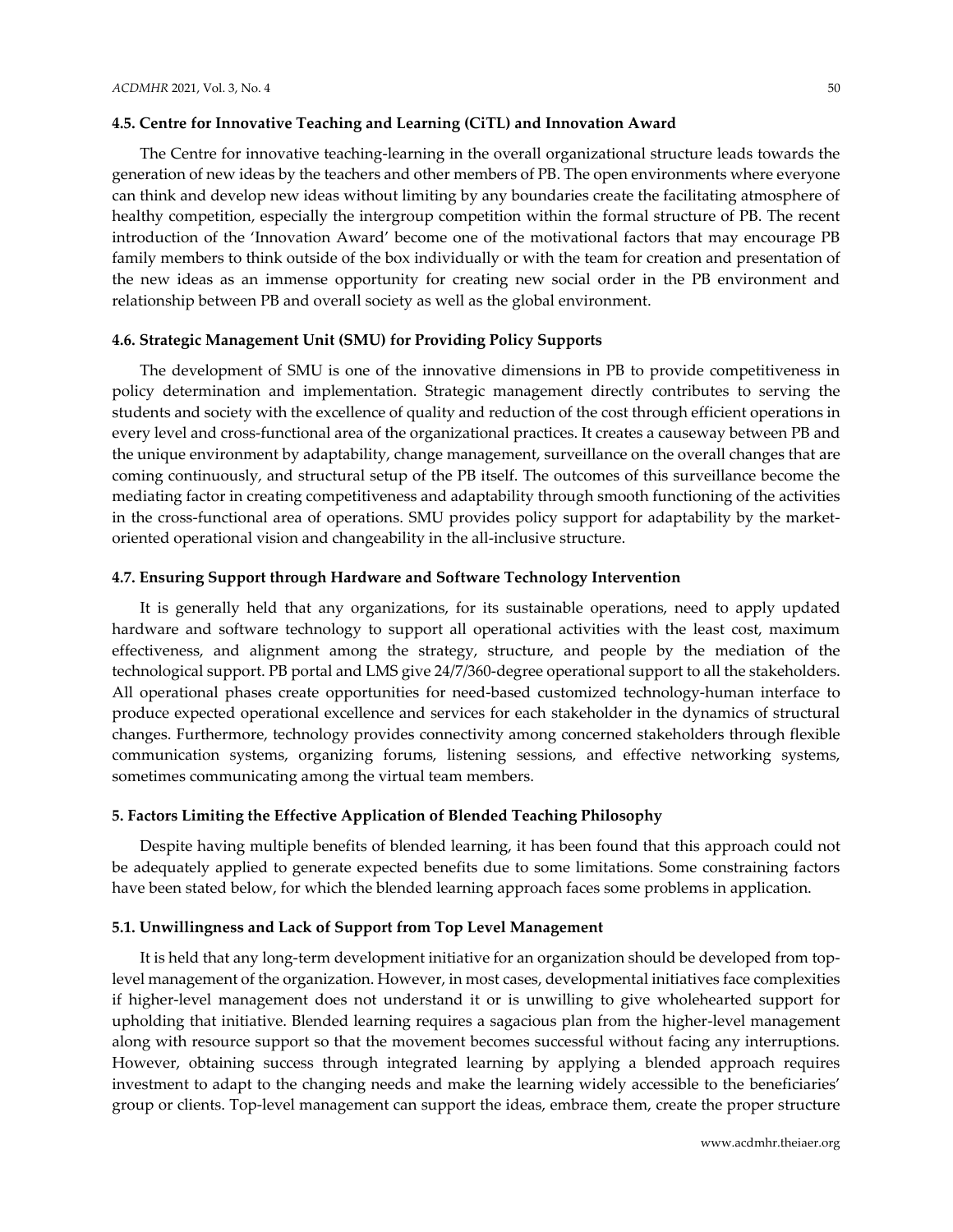### 4.5. Centre for Innovative Teaching and Learning (CiTL) and Innovation Award

The Centre for innovative teaching-learning in the overall organizational structure leads towards the generation of new ideas by the teachers and other members of PB. The open environments where everyone can think and develop new ideas without limiting by any boundaries create the facilitating atmosphere of healthy competition, especially the intergroup competition within the formal structure of PB. The recent introduction of the 'Innovation Award' become one of the motivational factors that may encourage PB family members to think outside of the box individually or with the team for creation and presentation of the new ideas as an immense opportunity for creating new social order in the PB environment and relationship between PB and overall society as well as the global environment.

### 4.6. Strategic Management Unit (SMU) for Providing Policy Supports

The development of SMU is one of the innovative dimensions in PB to provide competitiveness in policy determination and implementation. Strategic management directly contributes to serving the students and society with the excellence of quality and reduction of the cost through efficient operations in every level and cross-functional area of the organizational practices. It creates a causeway between PB and the unique environment by adaptability, change management, surveillance on the overall changes that are coming continuously, and structural setup of the PB itself. The outcomes of this surveillance become the mediating factor in creating competitiveness and adaptability through smooth functioning of the activities in the cross-functional area of operations. SMU provides policy support for adaptability by the market-oriented operational vision and changeability in the all-inclusive structure.

### 4.7. Ensuring Support through Hardware and Software Technology Intervention

It is generally held that any organizations, for its sustainable operations, need to apply updated hardware and software technology to support all operational activities with the least cost, maximum effectiveness, and alignment among the strategy, structure, and people by the mediation of the technological support. PB portal and LMS give 24/7/360-degree operational support to all the stakeholders. All operational phases create opportunities for need-based customized technology-human interface to produce expected operational excellence and services for each stakeholder in the dynamics of structural changes. Furthermore, technology provides connectivity among concerned stakeholders through flexible communication systems, organizing forums, listening sessions, and effective networking systems, sometimes communicating among the virtual team members.

## 5. Factors Limiting the Effective Application of Blended Teaching Philosophy

Despite having multiple benefits of blended learning, it has been found that this approach could not be adequately applied to generate expected benefits due to some limitations. Some constraining factors have been stated below, for which the blended learning approach faces some problems in application.

### 5.1. Unwillingness and Lack of Support from Top Level Management

It is held that any long-term development initiative for an organization should be developed from top-level management of the organization. However, in most cases, developmental initiatives face complexities if higher-level management does not understand it or is unwilling to give wholehearted support for upholding that initiative. Blended learning requires a sagacious plan from the higher-level management along with resource support so that the movement becomes successful without facing any interruptions. However, obtaining success through integrated learning by applying a blended approach requires investment to adapt to the changing needs and make the learning widely accessible to the beneficiaries' group or clients. Top-level management can support the ideas, embrace them, create the proper structure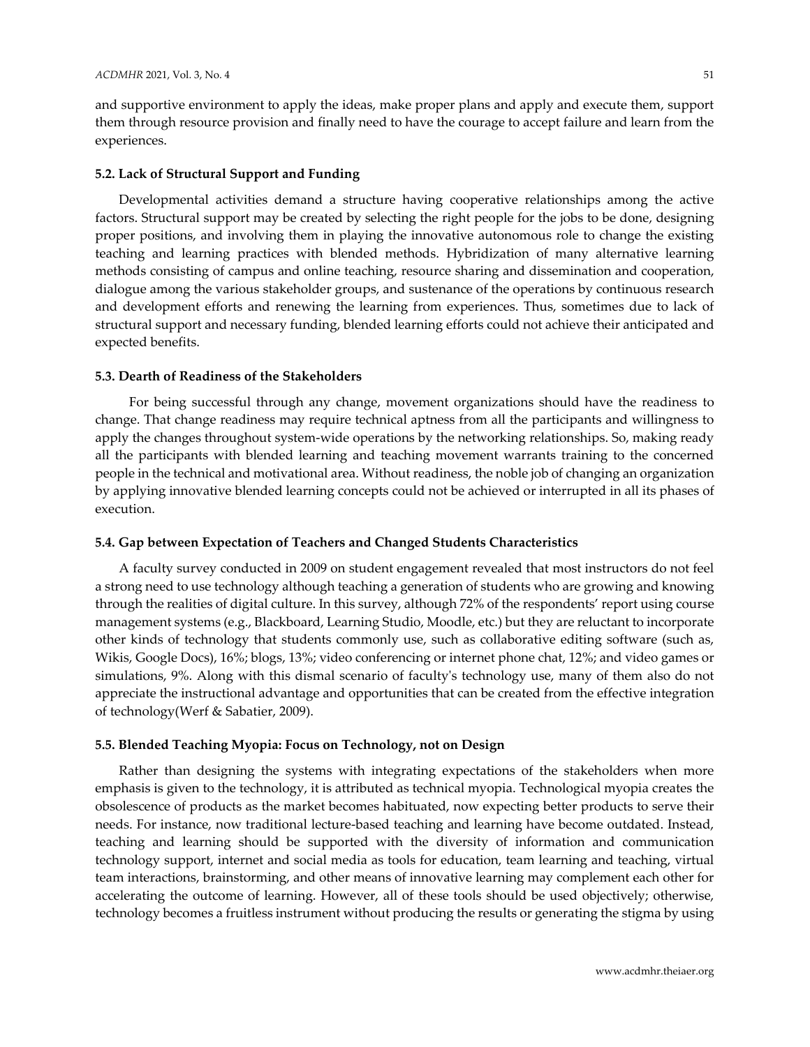and supportive environment to apply the ideas, make proper plans and apply and execute them, support them through resource provision and finally need to have the courage to accept failure and learn from the experiences.

### 5.2. Lack of Structural Support and Funding

Developmental activities demand a structure having cooperative relationships among the active factors. Structural support may be created by selecting the right people for the jobs to be done, designing proper positions, and involving them in playing the innovative autonomous role to change the existing teaching and learning practices with blended methods. Hybridization of many alternative learning methods consisting of campus and online teaching, resource sharing and dissemination and cooperation, dialogue among the various stakeholder groups, and sustenance of the operations by continuous research and development efforts and renewing the learning from experiences. Thus, sometimes due to lack of structural support and necessary funding, blended learning efforts could not achieve their anticipated and expected benefits.

### 5.3. Dearth of Readiness of the Stakeholders

For being successful through any change, movement organizations should have the readiness to change. That change readiness may require technical aptness from all the participants and willingness to apply the changes throughout system-wide operations by the networking relationships. So, making ready all the participants with blended learning and teaching movement warrants training to the concerned people in the technical and motivational area. Without readiness, the noble job of changing an organization by applying innovative blended learning concepts could not be achieved or interrupted in all its phases of execution.

### 5.4. Gap between Expectation of Teachers and Changed Students Characteristics

A faculty survey conducted in 2009 on student engagement revealed that most instructors do not feel a strong need to use technology although teaching a generation of students who are growing and knowing through the realities of digital culture. In this survey, although 72% of the respondents' report using course management systems (e.g., Blackboard, Learning Studio, Moodle, etc.) but they are reluctant to incorporate other kinds of technology that students commonly use, such as collaborative editing software (such as, Wikis, Google Docs), 16%; blogs, 13%; video conferencing or internet phone chat, 12%; and video games or simulations, 9%. Along with this dismal scenario of faculty's technology use, many of them also do not appreciate the instructional advantage and opportunities that can be created from the effective integration of technology(Werf & Sabatier, 2009).

### 5.5. Blended Teaching Myopia: Focus on Technology, not on Design

Rather than designing the systems with integrating expectations of the stakeholders when more emphasis is given to the technology, it is attributed as technical myopia. Technological myopia creates the obsolescence of products as the market becomes habituated, now expecting better products to serve their needs. For instance, now traditional lecture-based teaching and learning have become outdated. Instead, teaching and learning should be supported with the diversity of information and communication technology support, internet and social media as tools for education, team learning and teaching, virtual team interactions, brainstorming, and other means of innovative learning may complement each other for accelerating the outcome of learning. However, all of these tools should be used objectively; otherwise, technology becomes a fruitless instrument without producing the results or generating the stigma by using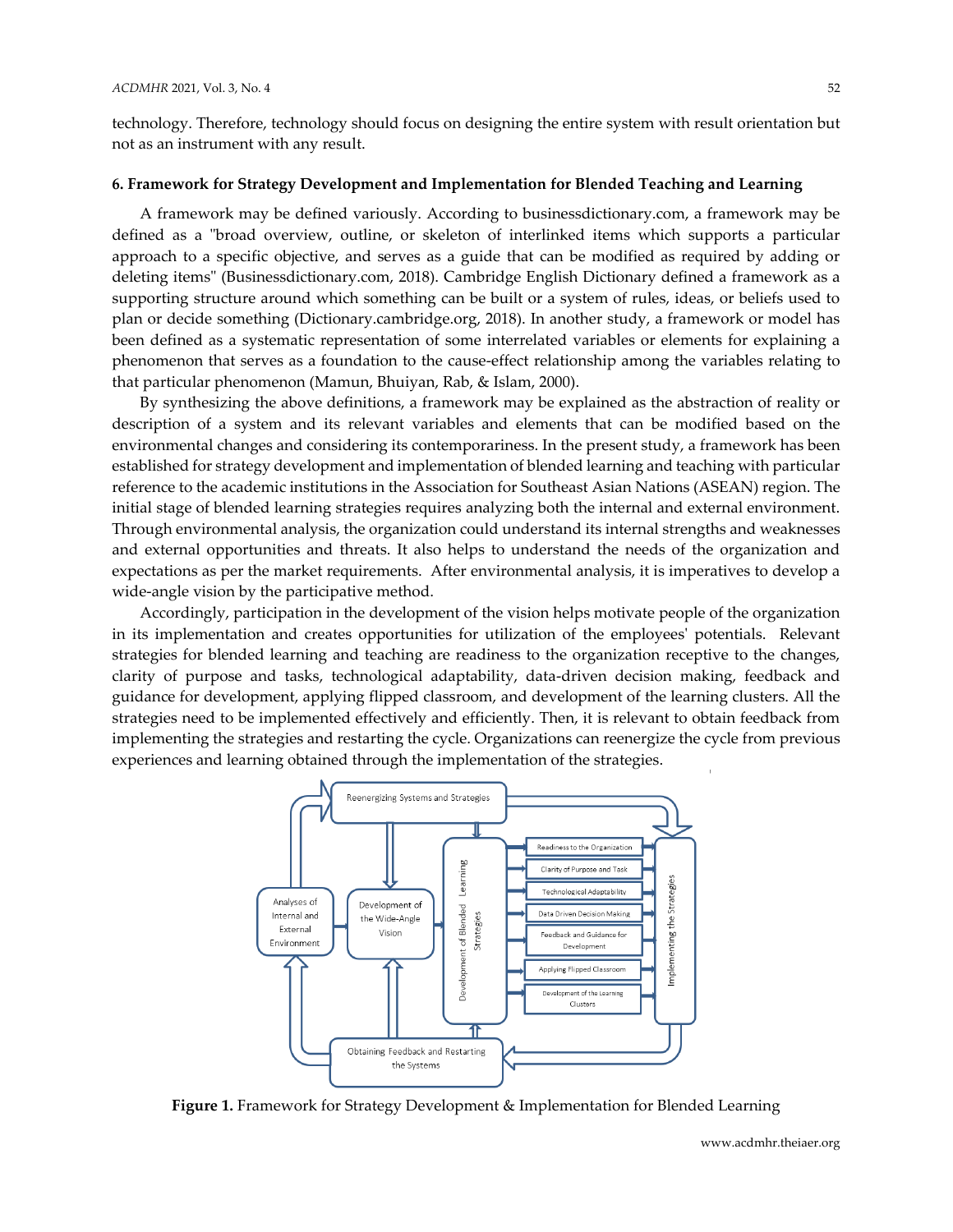technology. Therefore, technology should focus on designing the entire system with result orientation but not as an instrument with any result.

### 6. Framework for Strategy Development and Implementation for Blended Teaching and Learning

A framework may be defined variously. According to businessdictionary.com, a framework may be defined as a "broad overview, outline, or skeleton of interlinked items which supports a particular approach to a specific objective, and serves as a guide that can be modified as required by adding or deleting items" (Businessdictionary.com, 2018). Cambridge English Dictionary defined a framework as a supporting structure around which something can be built or a system of rules, ideas, or beliefs used to plan or decide something (Dictionary.cambridge.org, 2018). In another study, a framework or model has been defined as a systematic representation of some interrelated variables or elements for explaining a phenomenon that serves as a foundation to the cause-effect relationship among the variables relating to that particular phenomenon (Mamun, Bhuiyan, Rab, & Islam, 2000).

By synthesizing the above definitions, a framework may be explained as the abstraction of reality or description of a system and its relevant variables and elements that can be modified based on the environmental changes and considering its contemporariness. In the present study, a framework has been established for strategy development and implementation of blended learning and teaching with particular reference to the academic institutions in the Association for Southeast Asian Nations (ASEAN) region. The initial stage of blended learning strategies requires analyzing both the internal and external environment. Through environmental analysis, the organization could understand its internal strengths and weaknesses and external opportunities and threats. It also helps to understand the needs of the organization and expectations as per the market requirements. After environmental analysis, it is imperatives to develop a wide-angle vision by the participative method.

Accordingly, participation in the development of the vision helps motivate people of the organization in its implementation and creates opportunities for utilization of the employees' potentials. Relevant strategies for blended learning and teaching are readiness to the organization receptive to the changes, clarity of purpose and tasks, technological adaptability, data-driven decision making, feedback and guidance for development, applying flipped classroom, and development of the learning clusters. All the strategies need to be implemented effectively and efficiently. Then, it is relevant to obtain feedback from implementing the strategies and restarting the cycle. Organizations can reenergize the cycle from previous experiences and learning obtained through the implementation of the strategies.

**Figure 1.** Framework for Strategy Development & Implementation for Blended Learning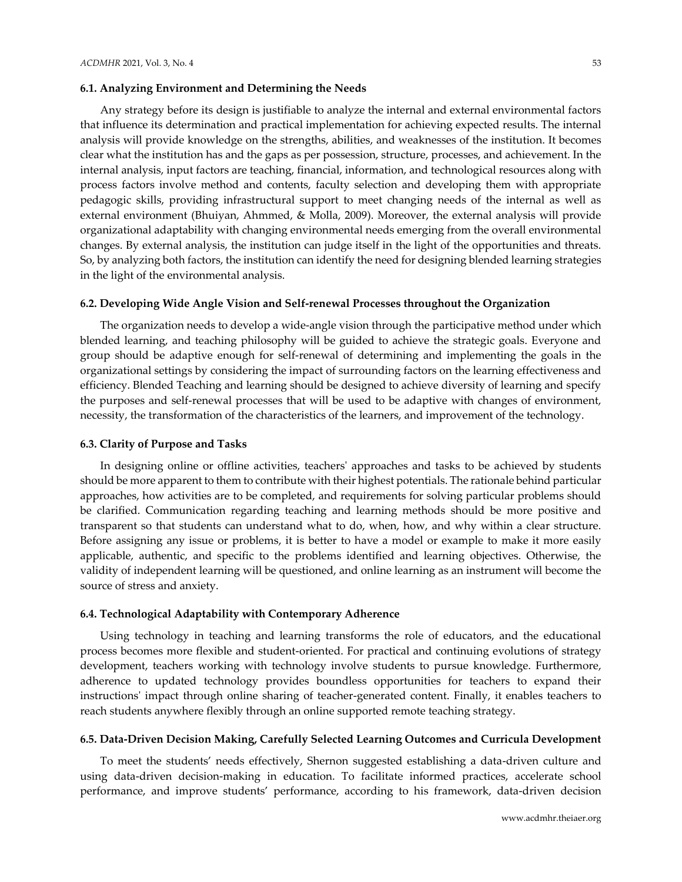### 6.1. Analyzing Environment and Determining the Needs

Any strategy before its design is justifiable to analyze the internal and external environmental factors that influence its determination and practical implementation for achieving expected results. The internal analysis will provide knowledge on the strengths, abilities, and weaknesses of the institution. It becomes clear what the institution has and the gaps as per possession, structure, processes, and achievement. In the internal analysis, input factors are teaching, financial, information, and technological resources along with process factors involve method and contents, faculty selection and developing them with appropriate pedagogic skills, providing infrastructural support to meet changing needs of the internal as well as external environment (Bhuiyan, Ahmmed, & Molla, 2009). Moreover, the external analysis will provide organizational adaptability with changing environmental needs emerging from the overall environmental changes. By external analysis, the institution can judge itself in the light of the opportunities and threats. So, by analyzing both factors, the institution can identify the need for designing blended learning strategies in the light of the environmental analysis.

### 6.2. Developing Wide Angle Vision and Self-renewal Processes throughout the Organization

The organization needs to develop a wide-angle vision through the participative method under which blended learning, and teaching philosophy will be guided to achieve the strategic goals. Everyone and group should be adaptive enough for self-renewal of determining and implementing the goals in the organizational settings by considering the impact of surrounding factors on the learning effectiveness and efficiency. Blended Teaching and learning should be designed to achieve diversity of learning and specify the purposes and self-renewal processes that will be used to be adaptive with changes of environment, necessity, the transformation of the characteristics of the learners, and improvement of the technology.

### 6.3. Clarity of Purpose and Tasks

In designing online or offline activities, teachers' approaches and tasks to be achieved by students should be more apparent to them to contribute with their highest potentials. The rationale behind particular approaches, how activities are to be completed, and requirements for solving particular problems should be clarified. Communication regarding teaching and learning methods should be more positive and transparent so that students can understand what to do, when, how, and why within a clear structure. Before assigning any issue or problems, it is better to have a model or example to make it more easily applicable, authentic, and specific to the problems identified and learning objectives. Otherwise, the validity of independent learning will be questioned, and online learning as an instrument will become the source of stress and anxiety.

### 6.4. Technological Adaptability with Contemporary Adherence

Using technology in teaching and learning transforms the role of educators, and the educational process becomes more flexible and student-oriented. For practical and continuing evolutions of strategy development, teachers working with technology involve students to pursue knowledge. Furthermore, adherence to updated technology provides boundless opportunities for teachers to expand their instructions' impact through online sharing of teacher-generated content. Finally, it enables teachers to reach students anywhere flexibly through an online supported remote teaching strategy.

### 6.5. Data-Driven Decision Making, Carefully Selected Learning Outcomes and Curricula Development

To meet the students' needs effectively, Shernon suggested establishing a data-driven culture and using data-driven decision-making in education. To facilitate informed practices, accelerate school performance, and improve students' performance, according to his framework, data-driven decision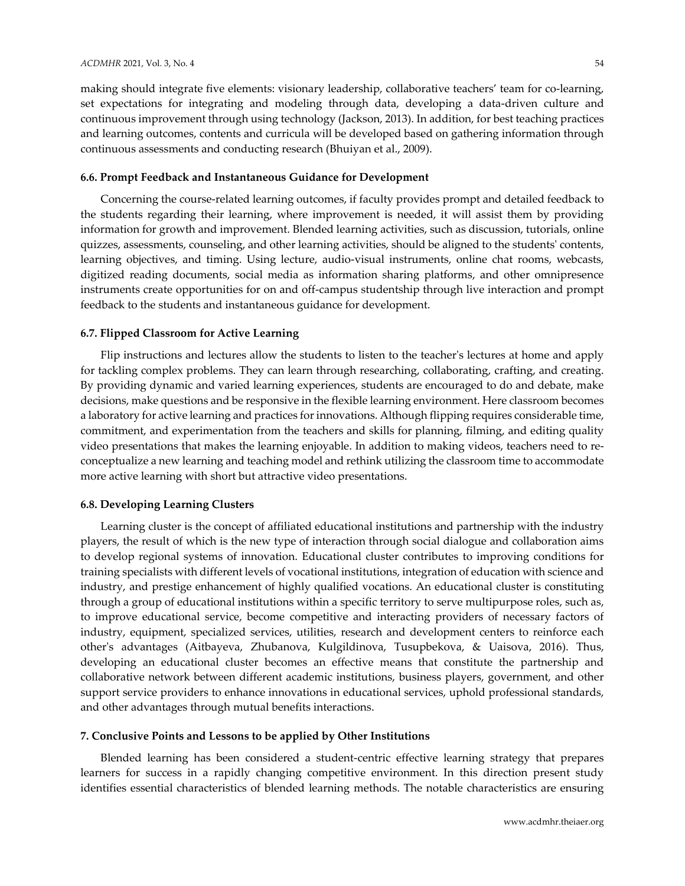making should integrate five elements: visionary leadership, collaborative teachers' team for co-learning, set expectations for integrating and modeling through data, developing a data-driven culture and continuous improvement through using technology (Jackson, 2013). In addition, for best teaching practices and learning outcomes, contents and curricula will be developed based on gathering information through continuous assessments and conducting research (Bhuiyan et al., 2009).

### 6.6. Prompt Feedback and Instantaneous Guidance for Development

Concerning the course-related learning outcomes, if faculty provides prompt and detailed feedback to the students regarding their learning, where improvement is needed, it will assist them by providing information for growth and improvement. Blended learning activities, such as discussion, tutorials, online quizzes, assessments, counseling, and other learning activities, should be aligned to the students' contents, learning objectives, and timing. Using lecture, audio-visual instruments, online chat rooms, webcasts, digitized reading documents, social media as information sharing platforms, and other omnipresence instruments create opportunities for on and off-campus studentship through live interaction and prompt feedback to the students and instantaneous guidance for development.

### 6.7. Flipped Classroom for Active Learning

Flip instructions and lectures allow the students to listen to the teacher's lectures at home and apply for tackling complex problems. They can learn through researching, collaborating, crafting, and creating. By providing dynamic and varied learning experiences, students are encouraged to do and debate, make decisions, make questions and be responsive in the flexible learning environment. Here classroom becomes a laboratory for active learning and practices for innovations. Although flipping requires considerable time, commitment, and experimentation from the teachers and skills for planning, filming, and editing quality video presentations that makes the learning enjoyable. In addition to making videos, teachers need to re-conceptualize a new learning and teaching model and rethink utilizing the classroom time to accommodate more active learning with short but attractive video presentations.

### 6.8. Developing Learning Clusters

Learning cluster is the concept of affiliated educational institutions and partnership with the industry players, the result of which is the new type of interaction through social dialogue and collaboration aims to develop regional systems of innovation. Educational cluster contributes to improving conditions for training specialists with different levels of vocational institutions, integration of education with science and industry, and prestige enhancement of highly qualified vocations. An educational cluster is constituting through a group of educational institutions within a specific territory to serve multipurpose roles, such as, to improve educational service, become competitive and interacting providers of necessary factors of industry, equipment, specialized services, utilities, research and development centers to reinforce each other's advantages (Aitbayeva, Zhubanova, Kulgildinova, Tusupbekova, & Uaisova, 2016). Thus, developing an educational cluster becomes an effective means that constitute the partnership and collaborative network between different academic institutions, business players, government, and other support service providers to enhance innovations in educational services, uphold professional standards, and other advantages through mutual benefits interactions.

## 7. Conclusive Points and Lessons to be applied by Other Institutions

Blended learning has been considered a student-centric effective learning strategy that prepares learners for success in a rapidly changing competitive environment. In this direction present study identifies essential characteristics of blended learning methods. The notable characteristics are ensuring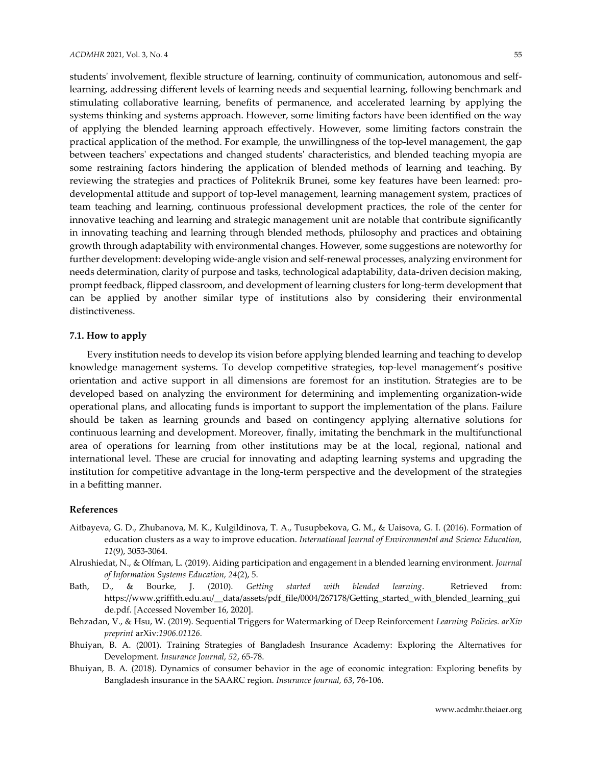students' involvement, flexible structure of learning, continuity of communication, autonomous and self-learning, addressing different levels of learning needs and sequential learning, following benchmark and stimulating collaborative learning, benefits of permanence, and accelerated learning by applying the systems thinking and systems approach. However, some limiting factors have been identified on the way of applying the blended learning approach effectively. However, some limiting factors constrain the practical application of the method. For example, the unwillingness of the top-level management, the gap between teachers' expectations and changed students' characteristics, and blended teaching myopia are some restraining factors hindering the application of blended methods of learning and teaching. By reviewing the strategies and practices of Politeknik Brunei, some key features have been learned: pro-developmental attitude and support of top-level management, learning management system, practices of team teaching and learning, continuous professional development practices, the role of the center for innovative teaching and learning and strategic management unit are notable that contribute significantly in innovating teaching and learning through blended methods, philosophy and practices and obtaining growth through adaptability with environmental changes. However, some suggestions are noteworthy for further development: developing wide-angle vision and self-renewal processes, analyzing environment for needs determination, clarity of purpose and tasks, technological adaptability, data-driven decision making, prompt feedback, flipped classroom, and development of learning clusters for long-term development that can be applied by another similar type of institutions also by considering their environmental distinctiveness.

### 7.1. How to apply

Every institution needs to develop its vision before applying blended learning and teaching to develop knowledge management systems. To develop competitive strategies, top-level management's positive orientation and active support in all dimensions are foremost for an institution. Strategies are to be developed based on analyzing the environment for determining and implementing organization-wide operational plans, and allocating funds is important to support the implementation of the plans. Failure should be taken as learning grounds and based on contingency applying alternative solutions for continuous learning and development. Moreover, finally, imitating the benchmark in the multifunctional area of operations for learning from other institutions may be at the local, regional, national and international level. These are crucial for innovating and adapting learning systems and upgrading the institution for competitive advantage in the long-term perspective and the development of the strategies in a befitting manner.

## References

Aitbayeva, G. D., Zhubanova, M. K., Kulgildinova, T. A., Tusupbekova, G. M., & Uaisova, G. I. (2016). Formation of education clusters as a way to improve education. *International Journal of Environmental and Science Education, 11*(9), 3053-3064.

Alrushiedat, N., & Olfman, L. (2019). Aiding participation and engagement in a blended learning environment. *Journal of Information Systems Education, 24*(2), 5.

Bath, D., & Bourke, J. (2010). *Getting started with blended learning*. Retrieved from: https://www.griffith.edu.au/__data/assets/pdf_file/0004/267178/Getting_started_with_blended_learning_guide.pdf. [Accessed November 16, 2020].

Behzadan, V., & Hsu, W. (2019). Sequential Triggers for Watermarking of Deep Reinforcement *Learning Policies. arXiv preprint* arXiv*:1906.01126.*

Bhuiyan, B. A. (2001). Training Strategies of Bangladesh Insurance Academy: Exploring the Alternatives for Development. *Insurance Journal, 52*, 65-78.

Bhuiyan, B. A. (2018). Dynamics of consumer behavior in the age of economic integration: Exploring benefits by Bangladesh insurance in the SAARC region. *Insurance Journal, 63*, 76-106.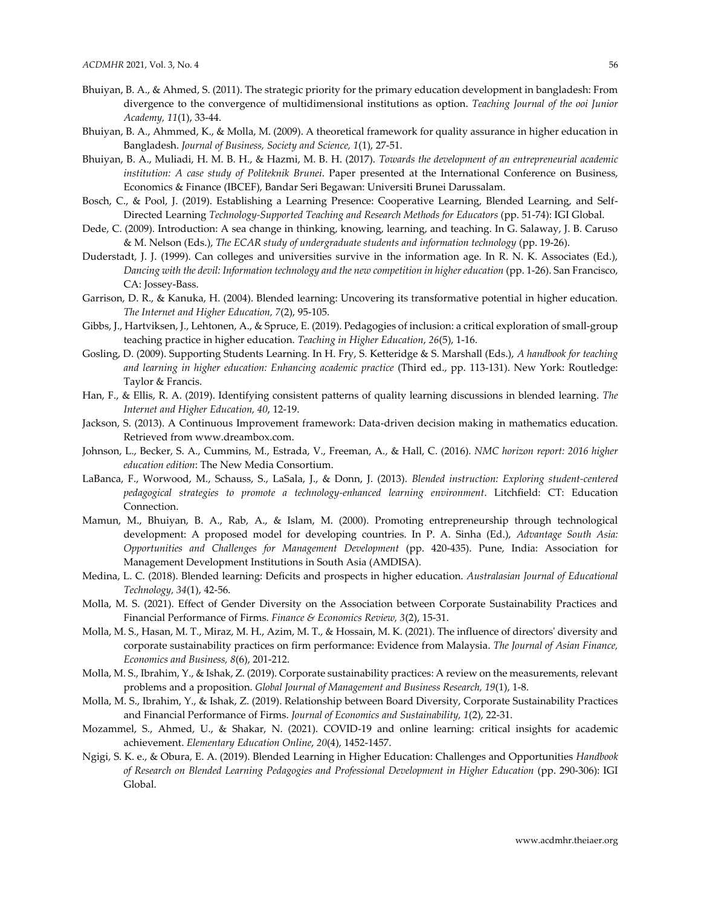Bhuiyan, B. A., & Ahmed, S. (2011). The strategic priority for the primary education development in bangladesh: From divergence to the convergence of multidimensional institutions as option. *Teaching Journal of the ooi Junior Academy, 11*(1), 33-44.

Bhuiyan, B. A., Ahmmed, K., & Molla, M. (2009). A theoretical framework for quality assurance in higher education in Bangladesh. *Journal of Business, Society and Science, 1*(1), 27-51.

Bhuiyan, B. A., Muliadi, H. M. B. H., & Hazmi, M. B. H. (2017). *Towards the development of an entrepreneurial academic institution: A case study of Politeknik Brunei*. Paper presented at the International Conference on Business, Economics & Finance (IBCEF), Bandar Seri Begawan: Universiti Brunei Darussalam.

Bosch, C., & Pool, J. (2019). Establishing a Learning Presence: Cooperative Learning, Blended Learning, and Self-Directed Learning *Technology-Supported Teaching and Research Methods for Educators* (pp. 51-74): IGI Global.

Dede, C. (2009). Introduction: A sea change in thinking, knowing, learning, and teaching. In G. Salaway, J. B. Caruso & M. Nelson (Eds.), *The ECAR study of undergraduate students and information technology* (pp. 19-26).

Duderstadt, J. J. (1999). Can colleges and universities survive in the information age. In R. N. K. Associates (Ed.), *Dancing with the devil: Information technology and the new competition in higher education* (pp. 1-26). San Francisco, CA: Jossey-Bass.

Garrison, D. R., & Kanuka, H. (2004). Blended learning: Uncovering its transformative potential in higher education. *The Internet and Higher Education, 7*(2), 95-105.

Gibbs, J., Hartviksen, J., Lehtonen, A., & Spruce, E. (2019). Pedagogies of inclusion: a critical exploration of small-group teaching practice in higher education. *Teaching in Higher Education*, *26*(5), 1-16.

Gosling, D. (2009). Supporting Students Learning. In H. Fry, S. Ketteridge & S. Marshall (Eds.), *A handbook for teaching and learning in higher education: Enhancing academic practice* (Third ed., pp. 113-131). New York: Routledge: Taylor & Francis.

Han, F., & Ellis, R. A. (2019). Identifying consistent patterns of quality learning discussions in blended learning. *The Internet and Higher Education, 40*, 12-19.

Jackson, S. (2013). A Continuous Improvement framework: Data-driven decision making in mathematics education. Retrieved from www.dreambox.com.

Johnson, L., Becker, S. A., Cummins, M., Estrada, V., Freeman, A., & Hall, C. (2016). *NMC horizon report: 2016 higher education edition*: The New Media Consortium.

LaBanca, F., Worwood, M., Schauss, S., LaSala, J., & Donn, J. (2013). *Blended instruction: Exploring student-centered pedagogical strategies to promote a technology-enhanced learning environment*. Litchfield: CT: Education Connection.

Mamun, M., Bhuiyan, B. A., Rab, A., & Islam, M. (2000). Promoting entrepreneurship through technological development: A proposed model for developing countries. In P. A. Sinha (Ed.), *Advantage South Asia: Opportunities and Challenges for Management Development* (pp. 420-435). Pune, India: Association for Management Development Institutions in South Asia (AMDISA).

Medina, L. C. (2018). Blended learning: Deficits and prospects in higher education. *Australasian Journal of Educational Technology, 34*(1), 42-56.

Molla, M. S. (2021). Effect of Gender Diversity on the Association between Corporate Sustainability Practices and Financial Performance of Firms. *Finance & Economics Review, 3*(2), 15-31.

Molla, M. S., Hasan, M. T., Miraz, M. H., Azim, M. T., & Hossain, M. K. (2021). The influence of directors' diversity and corporate sustainability practices on firm performance: Evidence from Malaysia. *The Journal of Asian Finance, Economics and Business, 8*(6), 201-212.

Molla, M. S., Ibrahim, Y., & Ishak, Z. (2019). Corporate sustainability practices: A review on the measurements, relevant problems and a proposition. *Global Journal of Management and Business Research, 19*(1), 1-8.

Molla, M. S., Ibrahim, Y., & Ishak, Z. (2019). Relationship between Board Diversity, Corporate Sustainability Practices and Financial Performance of Firms. *Journal of Economics and Sustainability, 1*(2), 22-31.

Mozammel, S., Ahmed, U., & Shakar, N. (2021). COVID-19 and online learning: critical insights for academic achievement. *Elementary Education Online*, *20*(4), 1452-1457.

Ngigi, S. K. e., & Obura, E. A. (2019). Blended Learning in Higher Education: Challenges and Opportunities *Handbook of Research on Blended Learning Pedagogies and Professional Development in Higher Education* (pp. 290-306): IGI Global.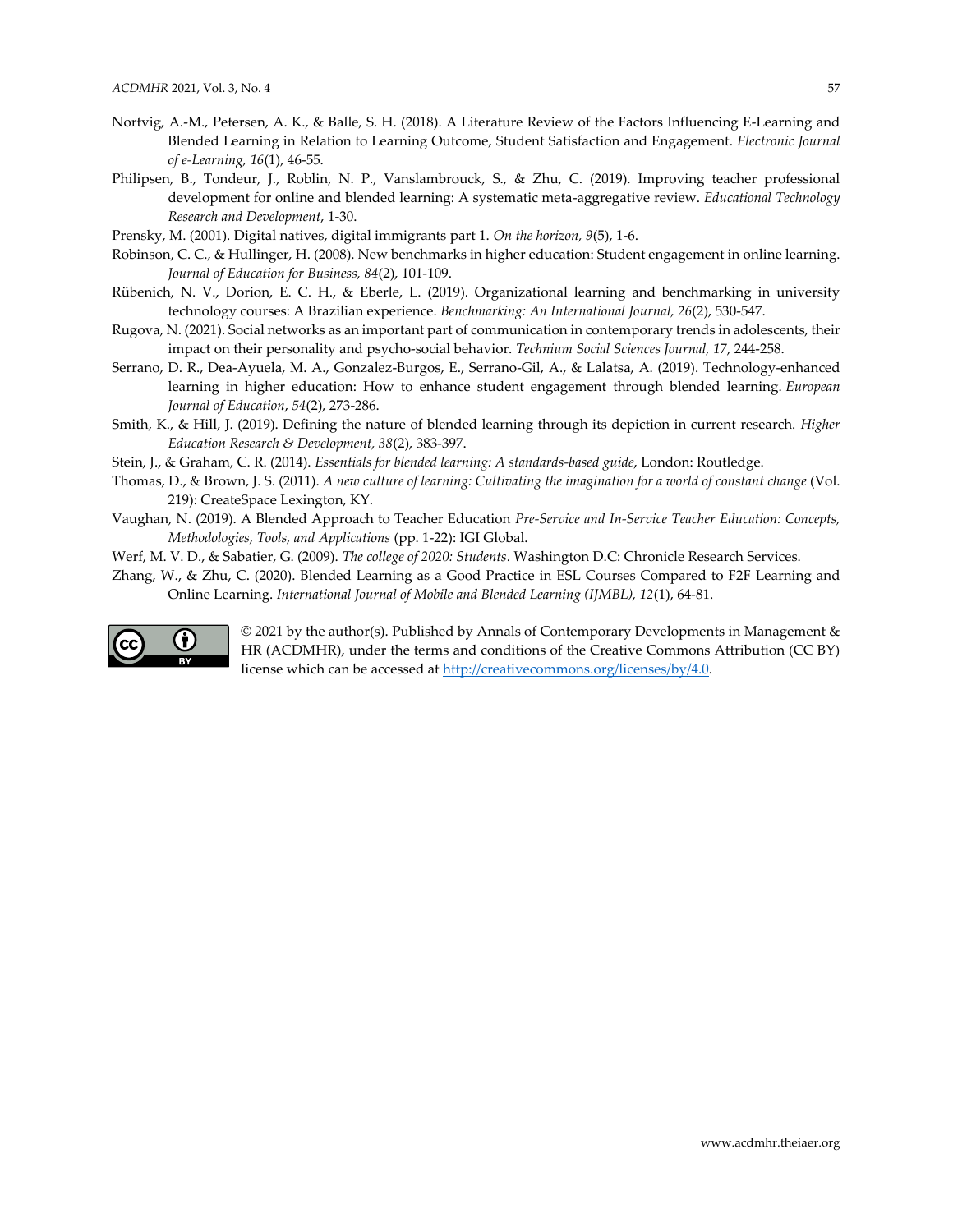Nortvig, A.-M., Petersen, A. K., & Balle, S. H. (2018). A Literature Review of the Factors Influencing E-Learning and Blended Learning in Relation to Learning Outcome, Student Satisfaction and Engagement. *Electronic Journal of e-Learning, 16*(1), 46-55.

Philipsen, B., Tondeur, J., Roblin, N. P., Vanslambrouck, S., & Zhu, C. (2019). Improving teacher professional development for online and blended learning: A systematic meta-aggregative review. *Educational Technology Research and Development*, 1-30.

Prensky, M. (2001). Digital natives, digital immigrants part 1. *On the horizon, 9*(5), 1-6.

Robinson, C. C., & Hullinger, H. (2008). New benchmarks in higher education: Student engagement in online learning. *Journal of Education for Business, 84*(2), 101-109.

Rübenich, N. V., Dorion, E. C. H., & Eberle, L. (2019). Organizational learning and benchmarking in university technology courses: A Brazilian experience. *Benchmarking: An International Journal, 26*(2), 530-547.

Rugova, N. (2021). Social networks as an important part of communication in contemporary trends in adolescents, their impact on their personality and psycho-social behavior. *Technium Social Sciences Journal, 17*, 244-258.

Serrano, D. R., Dea-Ayuela, M. A., Gonzalez-Burgos, E., Serrano-Gil, A., & Lalatsa, A. (2019). Technology-enhanced learning in higher education: How to enhance student engagement through blended learning. *European Journal of Education*, *54*(2), 273-286.

Smith, K., & Hill, J. (2019). Defining the nature of blended learning through its depiction in current research. *Higher Education Research & Development, 38*(2), 383-397.

Stein, J., & Graham, C. R. (2014). *Essentials for blended learning: A standards-based guide*, London: Routledge.

Thomas, D., & Brown, J. S. (2011). *A new culture of learning: Cultivating the imagination for a world of constant change* (Vol. 219): CreateSpace Lexington, KY.

Vaughan, N. (2019). A Blended Approach to Teacher Education *Pre-Service and In-Service Teacher Education: Concepts, Methodologies, Tools, and Applications* (pp. 1-22): IGI Global.

Werf, M. V. D., & Sabatier, G. (2009). *The college of 2020: Students*. Washington D.C: Chronicle Research Services.

Zhang, W., & Zhu, C. (2020). Blended Learning as a Good Practice in ESL Courses Compared to F2F Learning and Online Learning. *International Journal of Mobile and Blended Learning (IJMBL), 12*(1), 64-81.

© 2021 by the author(s). Published by Annals of Contemporary Developments in Management & HR (ACDMHR), under the terms and conditions of the Creative Commons Attribution (CC BY) license which can be accessed at http://creativecommons.org/licenses/by/4.0.